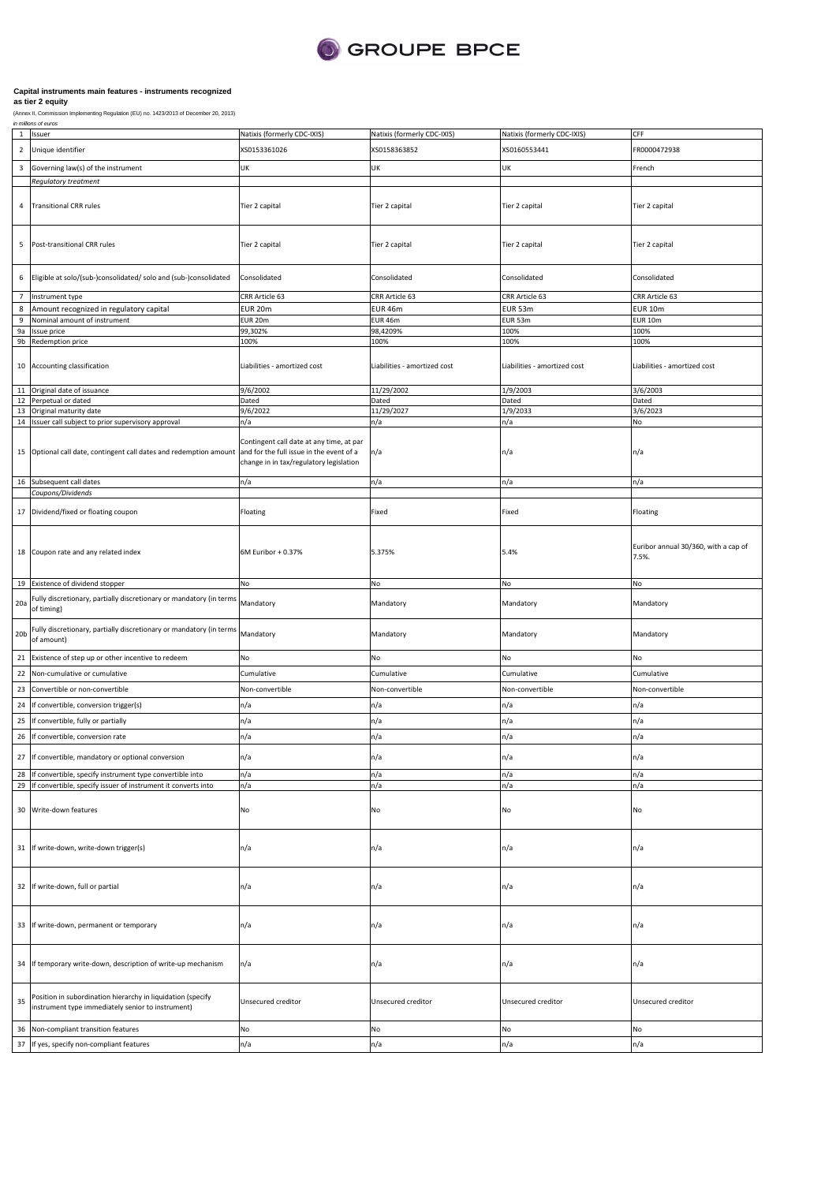GROUPE BPCE

**Capital instruments main features - instruments recognized as tier 2 equity**

(Annex II, Commission Implementing Regulation (EU) no. 1423/2013 of December 20, 2013)

*in millions of euros*

| | | | | | |
|---|---|---|---|---|---|
| 1 | Issuer | Natixis (formerly CDC-IXIS) | Natixis (formerly CDC-IXIS) | Natixis (formerly CDC-IXIS) | CFF |
| 2 | Unique identifier | XS0153361026 | XS0158363852 | XS0160553441 | FR0000472938 |
| 3 | Governing law(s) of the instrument | UK | UK | UK | French |
| | *Regulatory treatment* | | | | |
| 4 | Transitional CRR rules | Tier 2 capital | Tier 2 capital | Tier 2 capital | Tier 2 capital |
| 5 | Post-transitional CRR rules | Tier 2 capital | Tier 2 capital | Tier 2 capital | Tier 2 capital |
| 6 | Eligible at solo/(sub-)consolidated/ solo and (sub-)consolidated | Consolidated | Consolidated | Consolidated | Consolidated |
| 7 | Instrument type | CRR Article 63 | CRR Article 63 | CRR Article 63 | CRR Article 63 |
| 8 | Amount recognized in regulatory capital | EUR 20m | EUR 46m | EUR 53m | EUR 10m |
| 9 | Nominal amount of instrument | EUR 20m | EUR 46m | EUR 53m | EUR 10m |
| 9a | Issue price | 99,302% | 98,4209% | 100% | 100% |
| 9b | Redemption price | 100% | 100% | 100% | 100% |
| 10 | Accounting classification | Liabilities - amortized cost | Liabilities - amortized cost | Liabilities - amortized cost | Liabilities - amortized cost |
| 11 | Original date of issuance | 9/6/2002 | 11/29/2002 | 1/9/2003 | 3/6/2003 |
| 12 | Perpetual or dated | Dated | Dated | Dated | Dated |
| 13 | Original maturity date | 9/6/2022 | 11/29/2027 | 1/9/2033 | 3/6/2023 |
| 14 | Issuer call subject to prior supervisory approval | n/a | n/a | n/a | No |
| 15 | Optional call date, contingent call dates and redemption amount | Contingent call date at any time, at par and for the full issue in the event of a change in in tax/regulatory legislation | n/a | n/a | n/a |
| 16 | Subsequent call dates | n/a | n/a | n/a | n/a |
| | *Coupons/Dividends* | | | | |
| 17 | Dividend/fixed or floating coupon | Floating | Fixed | Fixed | Floating |
| 18 | Coupon rate and any related index | 6M Euribor + 0.37% | 5.375% | 5.4% | Euribor annual 30/360, with a cap of 7.5%. |
| 19 | Existence of dividend stopper | No | No | No | No |
| 20a | Fully discretionary, partially discretionary or mandatory (in terms of timing) | Mandatory | Mandatory | Mandatory | Mandatory |
| 20b | Fully discretionary, partially discretionary or mandatory (in terms of amount) | Mandatory | Mandatory | Mandatory | Mandatory |
| 21 | Existence of step up or other incentive to redeem | No | No | No | No |
| 22 | Non-cumulative or cumulative | Cumulative | Cumulative | Cumulative | Cumulative |
| 23 | Convertible or non-convertible | Non-convertible | Non-convertible | Non-convertible | Non-convertible |
| 24 | If convertible, conversion trigger(s) | n/a | n/a | n/a | n/a |
| 25 | If convertible, fully or partially | n/a | n/a | n/a | n/a |
| 26 | If convertible, conversion rate | n/a | n/a | n/a | n/a |
| 27 | If convertible, mandatory or optional conversion | n/a | n/a | n/a | n/a |
| 28 | If convertible, specify instrument type convertible into | n/a | n/a | n/a | n/a |
| 29 | If convertible, specify issuer of instrument it converts into | n/a | n/a | n/a | n/a |
| 30 | Write-down features | No | No | No | No |
| 31 | If write-down, write-down trigger(s) | n/a | n/a | n/a | n/a |
| 32 | If write-down, full or partial | n/a | n/a | n/a | n/a |
| 33 | If write-down, permanent or temporary | n/a | n/a | n/a | n/a |
| 34 | If temporary write-down, description of write-up mechanism | n/a | n/a | n/a | n/a |
| 35 | Position in subordination hierarchy in liquidation (specify instrument type immediately senior to instrument) | Unsecured creditor | Unsecured creditor | Unsecured creditor | Unsecured creditor |
| 36 | Non-compliant transition features | No | No | No | No |
| 37 | If yes, specify non-compliant features | n/a | n/a | n/a | n/a |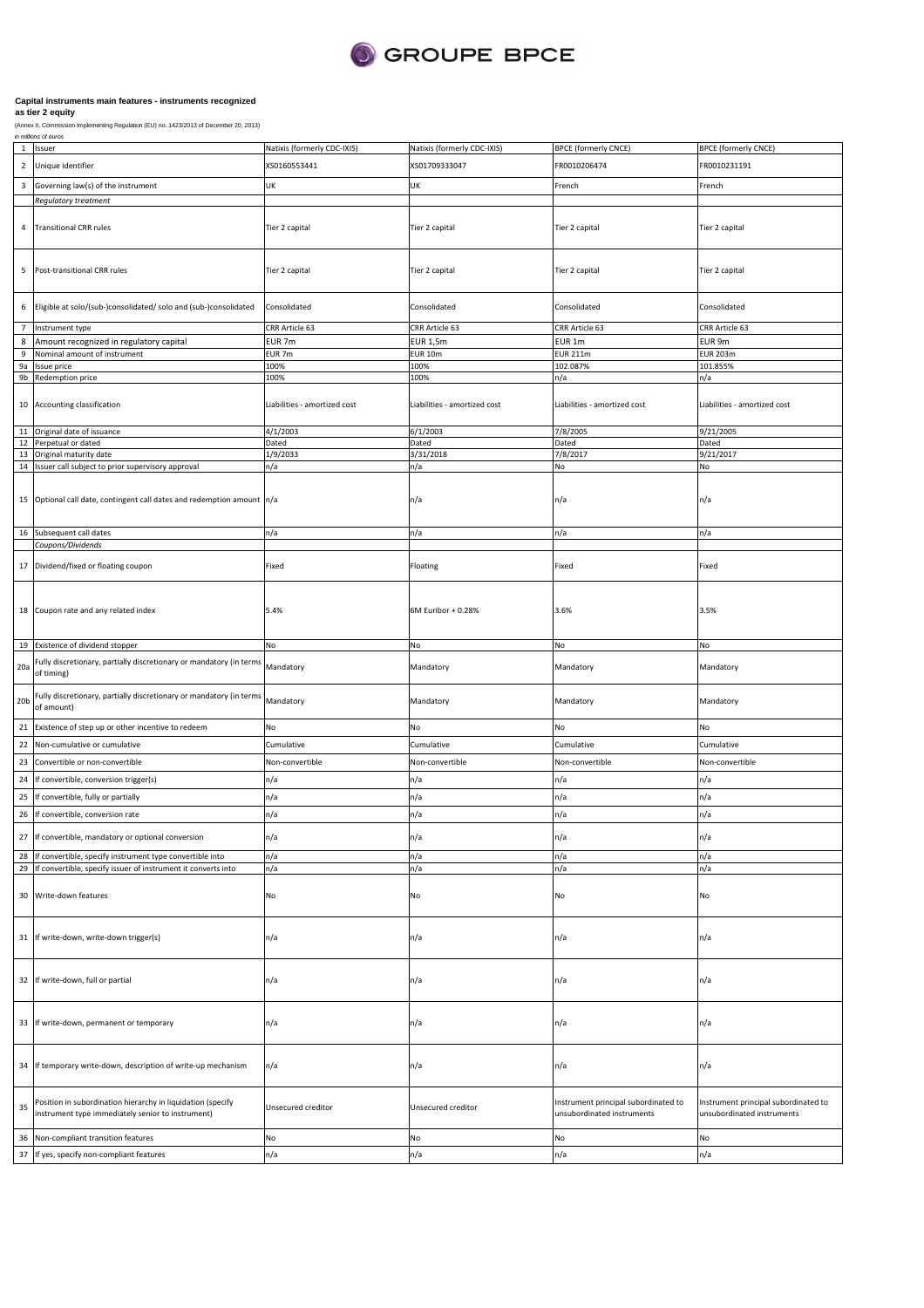**Capital instruments main features - instruments recognized as tier 2 equity**

(Annex II, Commission Implementing Regulation (EU) no. 1423/2013 of December 20, 2013)

*in millions of euros*

| | | | | | |
|---|---|---|---|---|---|
| 1 | Issuer | Natixis (formerly CDC-IXIS) | Natixis (formerly CDC-IXIS) | BPCE (formerly CNCE) | BPCE (formerly CNCE) |
| 2 | Unique identifier | XS0160553441 | XS01709333047 | FR0010206474 | FR0010231191 |
| 3 | Governing law(s) of the instrument | UK | UK | French | French |
| | *Regulatory treatment* | | | | |
| 4 | Transitional CRR rules | Tier 2 capital | Tier 2 capital | Tier 2 capital | Tier 2 capital |
| 5 | Post-transitional CRR rules | Tier 2 capital | Tier 2 capital | Tier 2 capital | Tier 2 capital |
| 6 | Eligible at solo/(sub-)consolidated/ solo and (sub-)consolidated | Consolidated | Consolidated | Consolidated | Consolidated |
| 7 | Instrument type | CRR Article 63 | CRR Article 63 | CRR Article 63 | CRR Article 63 |
| 8 | Amount recognized in regulatory capital | EUR 7m | EUR 1,5m | EUR 1m | EUR 9m |
| 9 | Nominal amount of instrument | EUR 7m | EUR 10m | EUR 211m | EUR 203m |
| 9a | Issue price | 100% | 100% | 102.087% | 101.855% |
| 9b | Redemption price | 100% | 100% | n/a | n/a |
| 10 | Accounting classification | Liabilities - amortized cost | Liabilities - amortized cost | Liabilities - amortized cost | Liabilities - amortized cost |
| 11 | Original date of issuance | 4/1/2003 | 6/1/2003 | 7/8/2005 | 9/21/2005 |
| 12 | Perpetual or dated | Dated | Dated | Dated | Dated |
| 13 | Original maturity date | 1/9/2033 | 3/31/2018 | 7/8/2017 | 9/21/2017 |
| 14 | Issuer call subject to prior supervisory approval | n/a | n/a | No | No |
| 15 | Optional call date, contingent call dates and redemption amount | n/a | n/a | n/a | n/a |
| 16 | Subsequent call dates | n/a | n/a | n/a | n/a |
| | *Coupons/Dividends* | | | | |
| 17 | Dividend/fixed or floating coupon | Fixed | Floating | Fixed | Fixed |
| 18 | Coupon rate and any related index | 5.4% | 6M Euribor + 0.28% | 3.6% | 3.5% |
| 19 | Existence of dividend stopper | No | No | No | No |
| 20a | Fully discretionary, partially discretionary or mandatory (in terms of timing) | Mandatory | Mandatory | Mandatory | Mandatory |
| 20b | Fully discretionary, partially discretionary or mandatory (in terms of amount) | Mandatory | Mandatory | Mandatory | Mandatory |
| 21 | Existence of step up or other incentive to redeem | No | No | No | No |
| 22 | Non-cumulative or cumulative | Cumulative | Cumulative | Cumulative | Cumulative |
| 23 | Convertible or non-convertible | Non-convertible | Non-convertible | Non-convertible | Non-convertible |
| 24 | If convertible, conversion trigger(s) | n/a | n/a | n/a | n/a |
| 25 | If convertible, fully or partially | n/a | n/a | n/a | n/a |
| 26 | If convertible, conversion rate | n/a | n/a | n/a | n/a |
| 27 | If convertible, mandatory or optional conversion | n/a | n/a | n/a | n/a |
| 28 | If convertible, specify instrument type convertible into | n/a | n/a | n/a | n/a |
| 29 | If convertible, specify issuer of instrument it converts into | n/a | n/a | n/a | n/a |
| 30 | Write-down features | No | No | No | No |
| 31 | If write-down, write-down trigger(s) | n/a | n/a | n/a | n/a |
| 32 | If write-down, full or partial | n/a | n/a | n/a | n/a |
| 33 | If write-down, permanent or temporary | n/a | n/a | n/a | n/a |
| 34 | If temporary write-down, description of write-up mechanism | n/a | n/a | n/a | n/a |
| 35 | Position in subordination hierarchy in liquidation (specify instrument type immediately senior to instrument) | Unsecured creditor | Unsecured creditor | Instrument principal subordinated to unsubordinated instruments | Instrument principal subordinated to unsubordinated instruments |
| 36 | Non-compliant transition features | No | No | No | No |
| 37 | If yes, specify non-compliant features | n/a | n/a | n/a | n/a |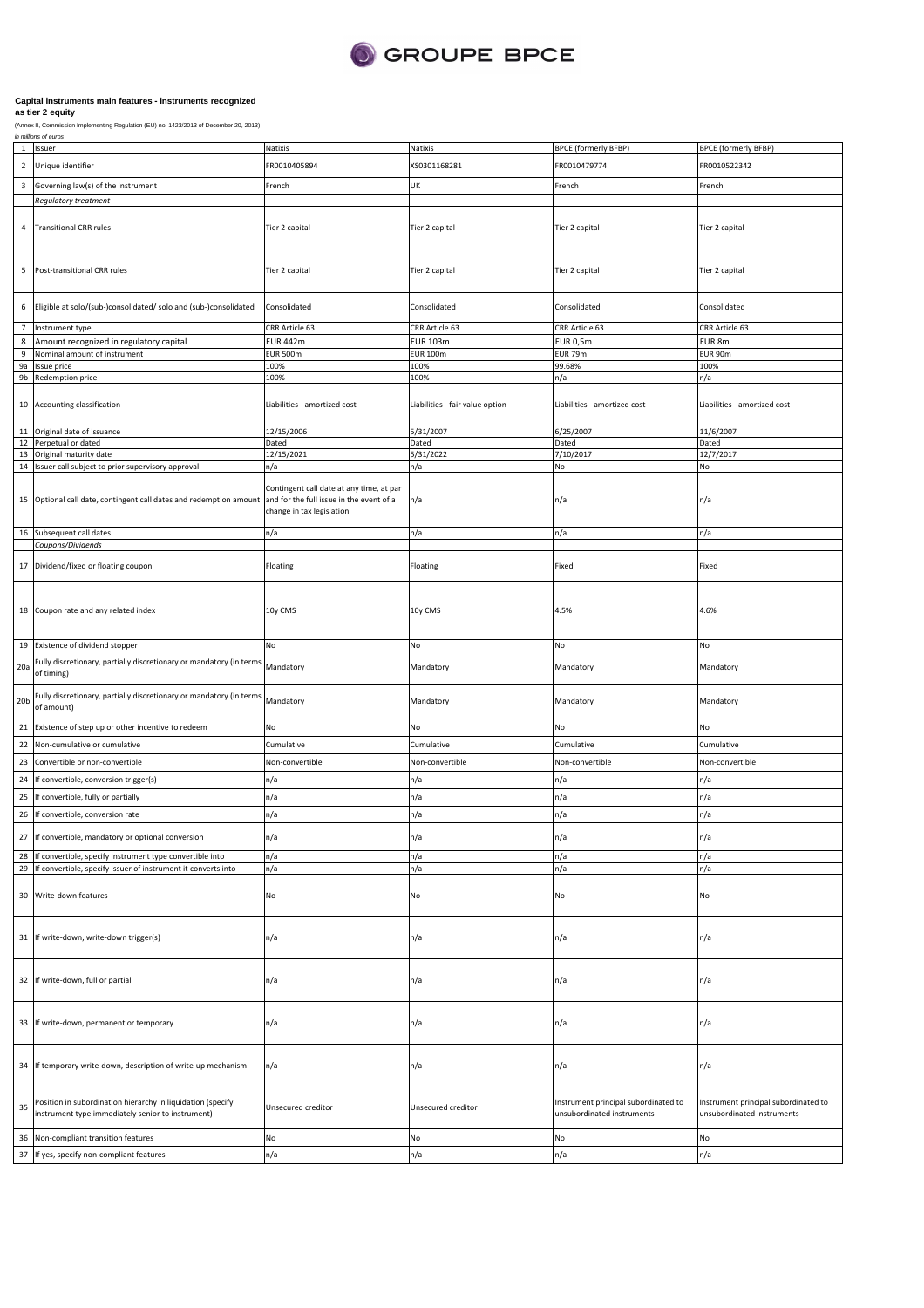# Capital instruments main features - instruments recognized as tier 2 equity

(Annex II, Commission Implementing Regulation (EU) no. 1423/2013 of December 20, 2013)

*in millions of euros*

| | | | | | |
|---|---|---|---|---|---|
| 1 | Issuer | Natixis | Natixis | BPCE (formerly BFBP) | BPCE (formerly BFBP) |
| 2 | Unique identifier | FR0010405894 | XS0301168281 | FR0010479774 | FR0010522342 |
| 3 | Governing law(s) of the instrument | French | UK | French | French |
| | *Regulatory treatment* | | | | |
| 4 | Transitional CRR rules | Tier 2 capital | Tier 2 capital | Tier 2 capital | Tier 2 capital |
| 5 | Post-transitional CRR rules | Tier 2 capital | Tier 2 capital | Tier 2 capital | Tier 2 capital |
| 6 | Eligible at solo/(sub-)consolidated/ solo and (sub-)consolidated | Consolidated | Consolidated | Consolidated | Consolidated |
| 7 | Instrument type | CRR Article 63 | CRR Article 63 | CRR Article 63 | CRR Article 63 |
| 8 | Amount recognized in regulatory capital | EUR 442m | EUR 103m | EUR 0,5m | EUR 8m |
| 9 | Nominal amount of instrument | EUR 500m | EUR 100m | EUR 79m | EUR 90m |
| 9a | Issue price | 100% | 100% | 99.68% | 100% |
| 9b | Redemption price | 100% | 100% | n/a | n/a |
| 10 | Accounting classification | Liabilities - amortized cost | Liabilities - fair value option | Liabilities - amortized cost | Liabilities - amortized cost |
| 11 | Original date of issuance | 12/15/2006 | 5/31/2007 | 6/25/2007 | 11/6/2007 |
| 12 | Perpetual or dated | Dated | Dated | Dated | Dated |
| 13 | Original maturity date | 12/15/2021 | 5/31/2022 | 7/10/2017 | 12/7/2017 |
| 14 | Issuer call subject to prior supervisory approval | n/a | n/a | No | No |
| 15 | Optional call date, contingent call dates and redemption amount | Contingent call date at any time, at par and for the full issue in the event of a change in tax legislation | n/a | n/a | n/a |
| 16 | Subsequent call dates | n/a | n/a | n/a | n/a |
| | *Coupons/Dividends* | | | | |
| 17 | Dividend/fixed or floating coupon | Floating | Floating | Fixed | Fixed |
| 18 | Coupon rate and any related index | 10y CMS | 10y CMS | 4.5% | 4.6% |
| 19 | Existence of dividend stopper | No | No | No | No |
| 20a | Fully discretionary, partially discretionary or mandatory (in terms of timing) | Mandatory | Mandatory | Mandatory | Mandatory |
| 20b | Fully discretionary, partially discretionary or mandatory (in terms of amount) | Mandatory | Mandatory | Mandatory | Mandatory |
| 21 | Existence of step up or other incentive to redeem | No | No | No | No |
| 22 | Non-cumulative or cumulative | Cumulative | Cumulative | Cumulative | Cumulative |
| 23 | Convertible or non-convertible | Non-convertible | Non-convertible | Non-convertible | Non-convertible |
| 24 | If convertible, conversion trigger(s) | n/a | n/a | n/a | n/a |
| 25 | If convertible, fully or partially | n/a | n/a | n/a | n/a |
| 26 | If convertible, conversion rate | n/a | n/a | n/a | n/a |
| 27 | If convertible, mandatory or optional conversion | n/a | n/a | n/a | n/a |
| 28 | If convertible, specify instrument type convertible into | n/a | n/a | n/a | n/a |
| 29 | If convertible, specify issuer of instrument it converts into | n/a | n/a | n/a | n/a |
| 30 | Write-down features | No | No | No | No |
| 31 | If write-down, write-down trigger(s) | n/a | n/a | n/a | n/a |
| 32 | If write-down, full or partial | n/a | n/a | n/a | n/a |
| 33 | If write-down, permanent or temporary | n/a | n/a | n/a | n/a |
| 34 | If temporary write-down, description of write-up mechanism | n/a | n/a | n/a | n/a |
| 35 | Position in subordination hierarchy in liquidation (specify instrument type immediately senior to instrument) | Unsecured creditor | Unsecured creditor | Instrument principal subordinated to unsubordinated instruments | Instrument principal subordinated to unsubordinated instruments |
| 36 | Non-compliant transition features | No | No | No | No |
| 37 | If yes, specify non-compliant features | n/a | n/a | n/a | n/a |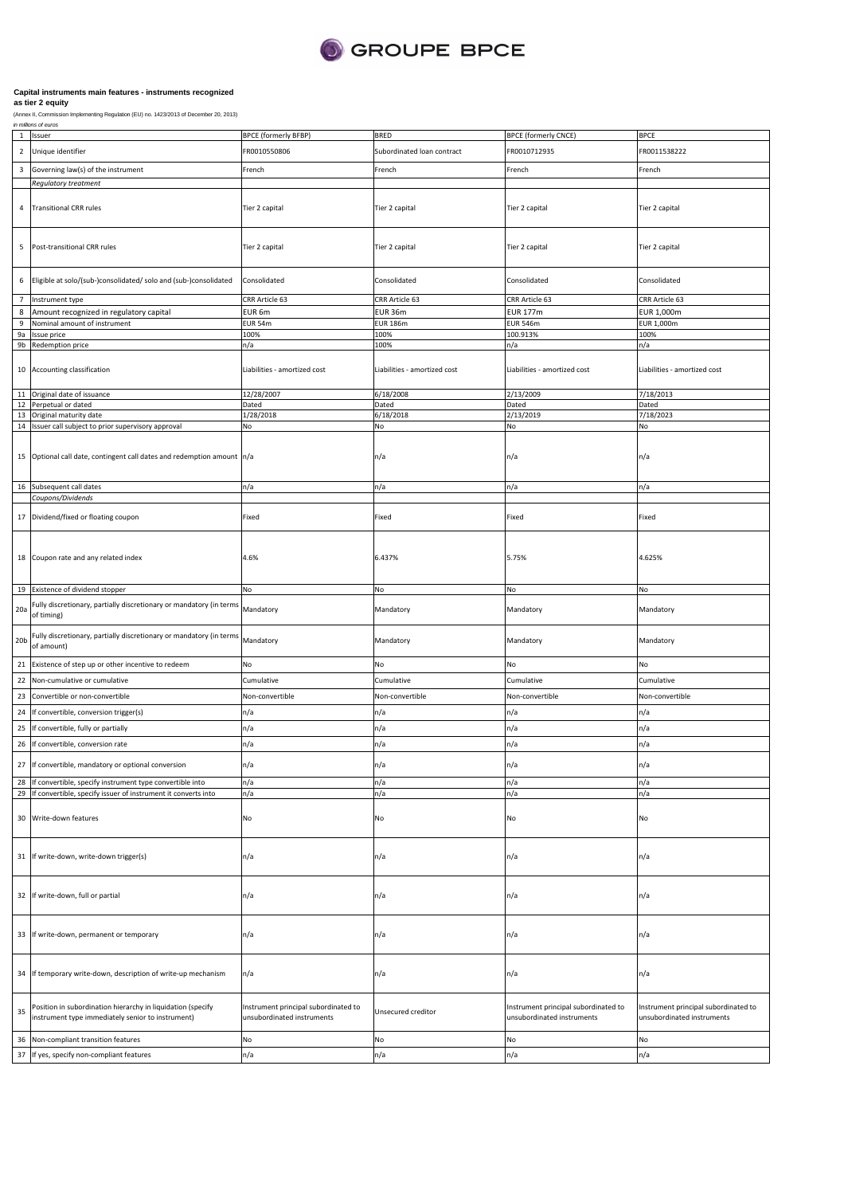**Capital instruments main features - instruments recognized as tier 2 equity**

(Annex II, Commission Implementing Regulation (EU) no. 1423/2013 of December 20, 2013)

*in millions of euros*

| | | | | | |
|---|---|---|---|---|---|
| 1 | Issuer | BPCE (formerly BFBP) | BRED | BPCE (formerly CNCE) | BPCE |
| 2 | Unique identifier | FR0010550806 | Subordinated loan contract | FR0010712935 | FR0011538222 |
| 3 | Governing law(s) of the instrument | French | French | French | French |
| | *Regulatory treatment* | | | | |
| 4 | Transitional CRR rules | Tier 2 capital | Tier 2 capital | Tier 2 capital | Tier 2 capital |
| 5 | Post-transitional CRR rules | Tier 2 capital | Tier 2 capital | Tier 2 capital | Tier 2 capital |
| 6 | Eligible at solo/(sub-)consolidated/ solo and (sub-)consolidated | Consolidated | Consolidated | Consolidated | Consolidated |
| 7 | Instrument type | CRR Article 63 | CRR Article 63 | CRR Article 63 | CRR Article 63 |
| 8 | Amount recognized in regulatory capital | EUR 6m | EUR 36m | EUR 177m | EUR 1,000m |
| 9 | Nominal amount of instrument | EUR 54m | EUR 186m | EUR 546m | EUR 1,000m |
| 9a | Issue price | 100% | 100% | 100.913% | 100% |
| 9b | Redemption price | n/a | 100% | n/a | n/a |
| 10 | Accounting classification | Liabilities - amortized cost | Liabilities - amortized cost | Liabilities - amortized cost | Liabilities - amortized cost |
| 11 | Original date of issuance | 12/28/2007 | 6/18/2008 | 2/13/2009 | 7/18/2013 |
| 12 | Perpetual or dated | Dated | Dated | Dated | Dated |
| 13 | Original maturity date | 1/28/2018 | 6/18/2018 | 2/13/2019 | 7/18/2023 |
| 14 | Issuer call subject to prior supervisory approval | No | No | No | No |
| 15 | Optional call date, contingent call dates and redemption amount | n/a | n/a | n/a | n/a |
| 16 | Subsequent call dates | n/a | n/a | n/a | n/a |
| | *Coupons/Dividends* | | | | |
| 17 | Dividend/fixed or floating coupon | Fixed | Fixed | Fixed | Fixed |
| 18 | Coupon rate and any related index | 4.6% | 6.437% | 5.75% | 4.625% |
| 19 | Existence of dividend stopper | No | No | No | No |
| 20a | Fully discretionary, partially discretionary or mandatory (in terms of timing) | Mandatory | Mandatory | Mandatory | Mandatory |
| 20b | Fully discretionary, partially discretionary or mandatory (in terms of amount) | Mandatory | Mandatory | Mandatory | Mandatory |
| 21 | Existence of step up or other incentive to redeem | No | No | No | No |
| 22 | Non-cumulative or cumulative | Cumulative | Cumulative | Cumulative | Cumulative |
| 23 | Convertible or non-convertible | Non-convertible | Non-convertible | Non-convertible | Non-convertible |
| 24 | If convertible, conversion trigger(s) | n/a | n/a | n/a | n/a |
| 25 | If convertible, fully or partially | n/a | n/a | n/a | n/a |
| 26 | If convertible, conversion rate | n/a | n/a | n/a | n/a |
| 27 | If convertible, mandatory or optional conversion | n/a | n/a | n/a | n/a |
| 28 | If convertible, specify instrument type convertible into | n/a | n/a | n/a | n/a |
| 29 | If convertible, specify issuer of instrument it converts into | n/a | n/a | n/a | n/a |
| 30 | Write-down features | No | No | No | No |
| 31 | If write-down, write-down trigger(s) | n/a | n/a | n/a | n/a |
| 32 | If write-down, full or partial | n/a | n/a | n/a | n/a |
| 33 | If write-down, permanent or temporary | n/a | n/a | n/a | n/a |
| 34 | If temporary write-down, description of write-up mechanism | n/a | n/a | n/a | n/a |
| 35 | Position in subordination hierarchy in liquidation (specify instrument type immediately senior to instrument) | Instrument principal subordinated to unsubordinated instruments | Unsecured creditor | Instrument principal subordinated to unsubordinated instruments | Instrument principal subordinated to unsubordinated instruments |
| 36 | Non-compliant transition features | No | No | No | No |
| 37 | If yes, specify non-compliant features | n/a | n/a | n/a | n/a |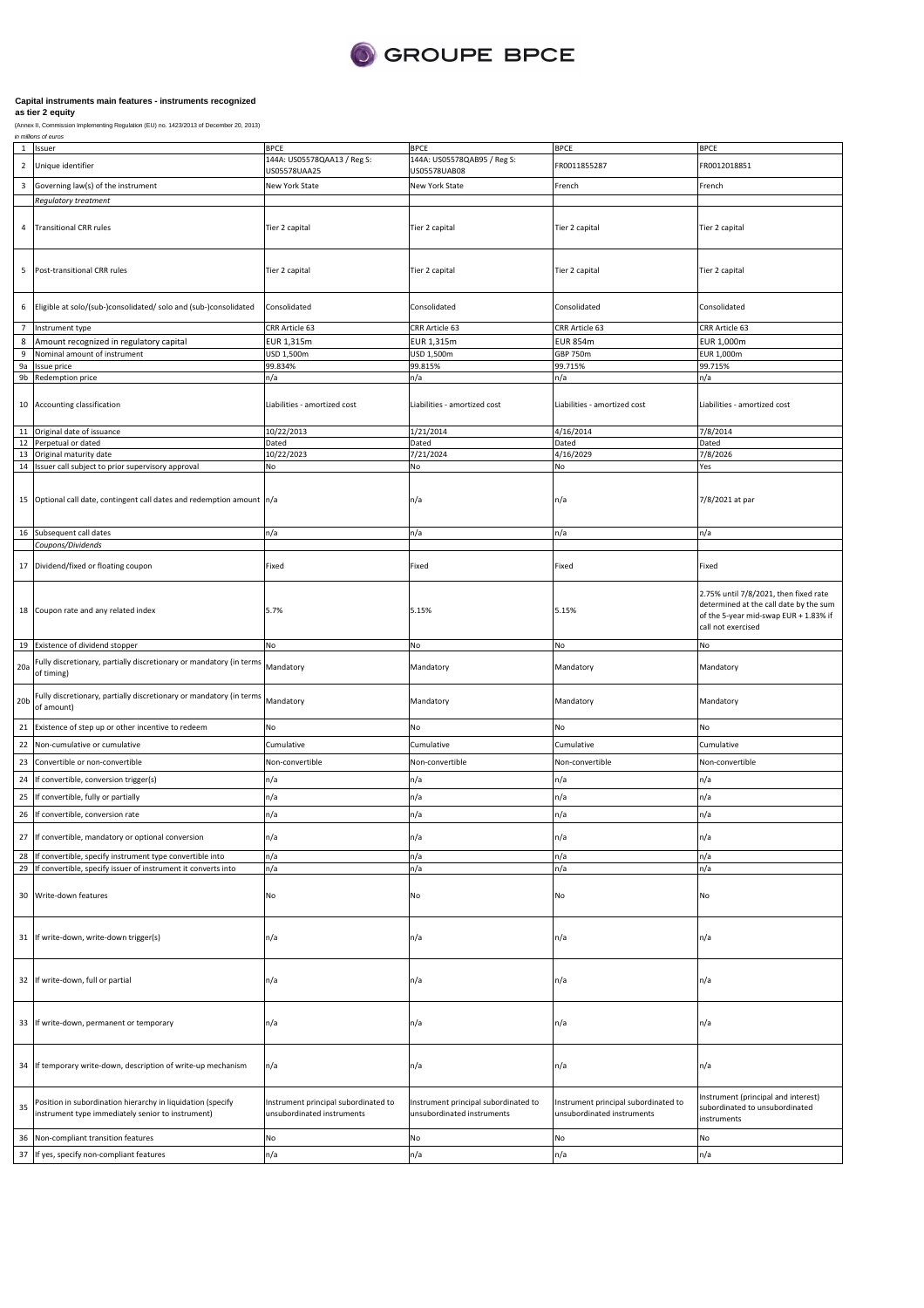**Capital instruments main features - instruments recognized as tier 2 equity**

(Annex II, Commission Implementing Regulation (EU) no. 1423/2013 of December 20, 2013)

*in millions of euros*

| | | | | | |
|---|---|---|---|---|---|
| 1 | Issuer | BPCE | BPCE | BPCE | BPCE |
| 2 | Unique identifier | 144A: US05578QAA13 / Reg S: US05578UAA25 | 144A: US05578QAB95 / Reg S: US05578UAB08 | FR0011855287 | FR0012018851 |
| 3 | Governing law(s) of the instrument | New York State | New York State | French | French |
| | *Regulatory treatment* | | | | |
| 4 | Transitional CRR rules | Tier 2 capital | Tier 2 capital | Tier 2 capital | Tier 2 capital |
| 5 | Post-transitional CRR rules | Tier 2 capital | Tier 2 capital | Tier 2 capital | Tier 2 capital |
| 6 | Eligible at solo/(sub-)consolidated/ solo and (sub-)consolidated | Consolidated | Consolidated | Consolidated | Consolidated |
| 7 | Instrument type | CRR Article 63 | CRR Article 63 | CRR Article 63 | CRR Article 63 |
| 8 | Amount recognized in regulatory capital | EUR 1,315m | EUR 1,315m | EUR 854m | EUR 1,000m |
| 9 | Nominal amount of instrument | USD 1,500m | USD 1,500m | GBP 750m | EUR 1,000m |
| 9a | Issue price | 99.834% | 99.815% | 99.715% | 99.715% |
| 9b | Redemption price | n/a | n/a | n/a | n/a |
| 10 | Accounting classification | Liabilities - amortized cost | Liabilities - amortized cost | Liabilities - amortized cost | Liabilities - amortized cost |
| 11 | Original date of issuance | 10/22/2013 | 1/21/2014 | 4/16/2014 | 7/8/2014 |
| 12 | Perpetual or dated | Dated | Dated | Dated | Dated |
| 13 | Original maturity date | 10/22/2023 | 7/21/2024 | 4/16/2029 | 7/8/2026 |
| 14 | Issuer call subject to prior supervisory approval | No | No | No | Yes |
| 15 | Optional call date, contingent call dates and redemption amount | n/a | n/a | n/a | 7/8/2021 at par |
| 16 | Subsequent call dates | n/a | n/a | n/a | n/a |
| | *Coupons/Dividends* | | | | |
| 17 | Dividend/fixed or floating coupon | Fixed | Fixed | Fixed | Fixed |
| 18 | Coupon rate and any related index | 5.7% | 5.15% | 5.15% | 2.75% until 7/8/2021, then fixed rate determined at the call date by the sum of the 5-year mid-swap EUR + 1.83% if call not exercised |
| 19 | Existence of dividend stopper | No | No | No | No |
| 20a | Fully discretionary, partially discretionary or mandatory (in terms of timing) | Mandatory | Mandatory | Mandatory | Mandatory |
| 20b | Fully discretionary, partially discretionary or mandatory (in terms of amount) | Mandatory | Mandatory | Mandatory | Mandatory |
| 21 | Existence of step up or other incentive to redeem | No | No | No | No |
| 22 | Non-cumulative or cumulative | Cumulative | Cumulative | Cumulative | Cumulative |
| 23 | Convertible or non-convertible | Non-convertible | Non-convertible | Non-convertible | Non-convertible |
| 24 | If convertible, conversion trigger(s) | n/a | n/a | n/a | n/a |
| 25 | If convertible, fully or partially | n/a | n/a | n/a | n/a |
| 26 | If convertible, conversion rate | n/a | n/a | n/a | n/a |
| 27 | If convertible, mandatory or optional conversion | n/a | n/a | n/a | n/a |
| 28 | If convertible, specify instrument type convertible into | n/a | n/a | n/a | n/a |
| 29 | If convertible, specify issuer of instrument it converts into | n/a | n/a | n/a | n/a |
| 30 | Write-down features | No | No | No | No |
| 31 | If write-down, write-down trigger(s) | n/a | n/a | n/a | n/a |
| 32 | If write-down, full or partial | n/a | n/a | n/a | n/a |
| 33 | If write-down, permanent or temporary | n/a | n/a | n/a | n/a |
| 34 | If temporary write-down, description of write-up mechanism | n/a | n/a | n/a | n/a |
| 35 | Position in subordination hierarchy in liquidation (specify instrument type immediately senior to instrument) | Instrument principal subordinated to unsubordinated instruments | Instrument principal subordinated to unsubordinated instruments | Instrument principal subordinated to unsubordinated instruments | Instrument (principal and interest) subordinated to unsubordinated instruments |
| 36 | Non-compliant transition features | No | No | No | No |
| 37 | If yes, specify non-compliant features | n/a | n/a | n/a | n/a |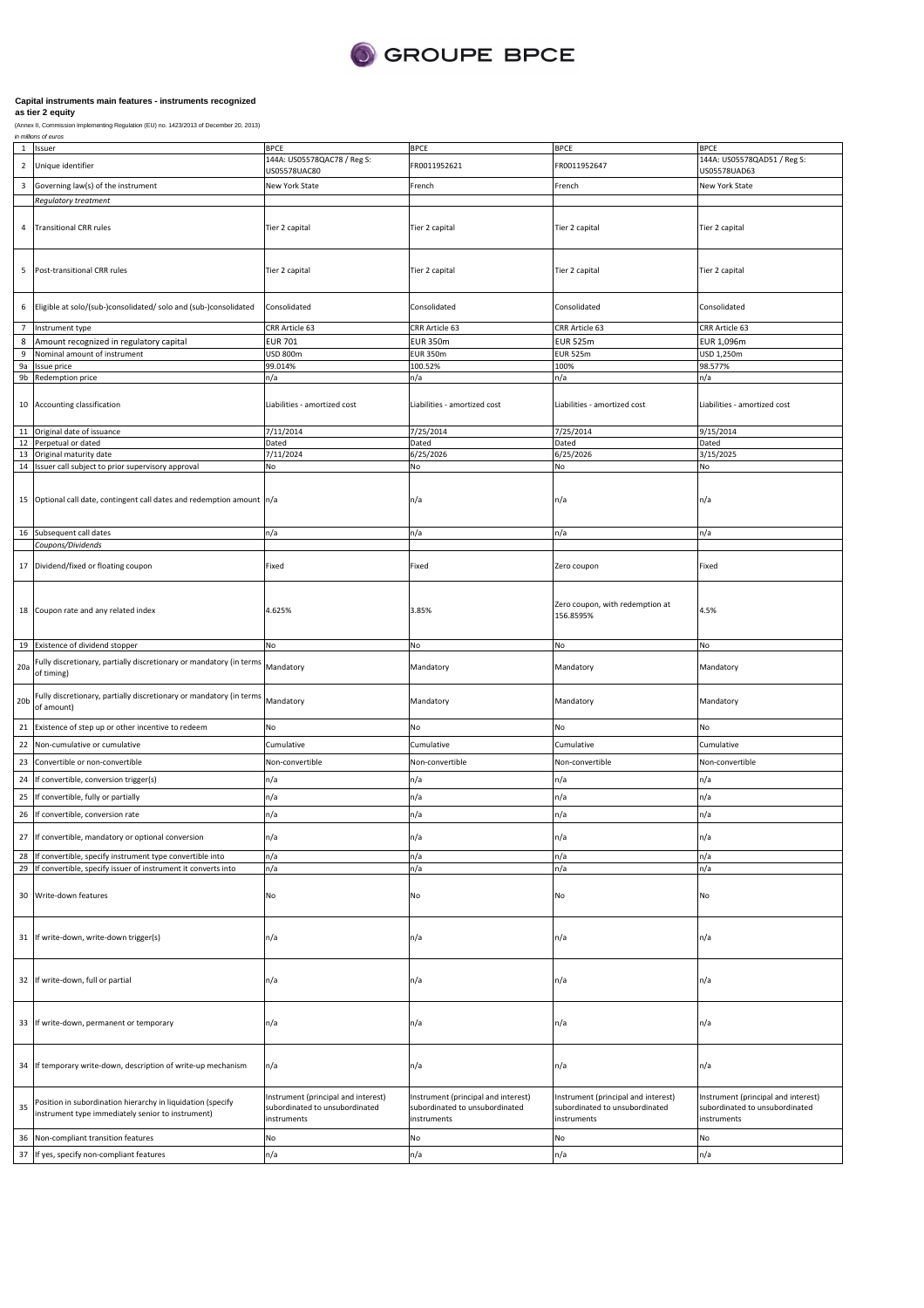GROUPE BPCE

## Capital instruments main features - instruments recognized as tier 2 equity

(Annex II, Commission Implementing Regulation (EU) no. 1423/2013 of December 20, 2013)

*in millions of euros*

| | | | | | |
|---|---|---|---|---|---|
| 1 | Issuer | BPCE | BPCE | BPCE | BPCE |
| 2 | Unique identifier | 144A: US05578QAC78 / Reg S: US05578UAC80 | FR0011952621 | FR0011952647 | 144A: US05578QAD51 / Reg S: US05578UAD63 |
| 3 | Governing law(s) of the instrument | New York State | French | French | New York State |
| | *Regulatory treatment* | | | | |
| 4 | Transitional CRR rules | Tier 2 capital | Tier 2 capital | Tier 2 capital | Tier 2 capital |
| 5 | Post-transitional CRR rules | Tier 2 capital | Tier 2 capital | Tier 2 capital | Tier 2 capital |
| 6 | Eligible at solo/(sub-)consolidated/ solo and (sub-)consolidated | Consolidated | Consolidated | Consolidated | Consolidated |
| 7 | Instrument type | CRR Article 63 | CRR Article 63 | CRR Article 63 | CRR Article 63 |
| 8 | Amount recognized in regulatory capital | EUR 701 | EUR 350m | EUR 525m | EUR 1,096m |
| 9 | Nominal amount of instrument | USD 800m | EUR 350m | EUR 525m | USD 1,250m |
| 9a | Issue price | 99.014% | 100.52% | 100% | 98.577% |
| 9b | Redemption price | n/a | n/a | n/a | n/a |
| 10 | Accounting classification | Liabilities - amortized cost | Liabilities - amortized cost | Liabilities - amortized cost | Liabilities - amortized cost |
| 11 | Original date of issuance | 7/11/2014 | 7/25/2014 | 7/25/2014 | 9/15/2014 |
| 12 | Perpetual or dated | Dated | Dated | Dated | Dated |
| 13 | Original maturity date | 7/11/2024 | 6/25/2026 | 6/25/2026 | 3/15/2025 |
| 14 | Issuer call subject to prior supervisory approval | No | No | No | No |
| 15 | Optional call date, contingent call dates and redemption amount | n/a | n/a | n/a | n/a |
| 16 | Subsequent call dates | n/a | n/a | n/a | n/a |
| | *Coupons/Dividends* | | | | |
| 17 | Dividend/fixed or floating coupon | Fixed | Fixed | Zero coupon | Fixed |
| 18 | Coupon rate and any related index | 4.625% | 3.85% | Zero coupon, with redemption at 156.8595% | 4.5% |
| 19 | Existence of dividend stopper | No | No | No | No |
| 20a | Fully discretionary, partially discretionary or mandatory (in terms of timing) | Mandatory | Mandatory | Mandatory | Mandatory |
| 20b | Fully discretionary, partially discretionary or mandatory (in terms of amount) | Mandatory | Mandatory | Mandatory | Mandatory |
| 21 | Existence of step up or other incentive to redeem | No | No | No | No |
| 22 | Non-cumulative or cumulative | Cumulative | Cumulative | Cumulative | Cumulative |
| 23 | Convertible or non-convertible | Non-convertible | Non-convertible | Non-convertible | Non-convertible |
| 24 | If convertible, conversion trigger(s) | n/a | n/a | n/a | n/a |
| 25 | If convertible, fully or partially | n/a | n/a | n/a | n/a |
| 26 | If convertible, conversion rate | n/a | n/a | n/a | n/a |
| 27 | If convertible, mandatory or optional conversion | n/a | n/a | n/a | n/a |
| 28 | If convertible, specify instrument type convertible into | n/a | n/a | n/a | n/a |
| 29 | If convertible, specify issuer of instrument it converts into | n/a | n/a | n/a | n/a |
| 30 | Write-down features | No | No | No | No |
| 31 | If write-down, write-down trigger(s) | n/a | n/a | n/a | n/a |
| 32 | If write-down, full or partial | n/a | n/a | n/a | n/a |
| 33 | If write-down, permanent or temporary | n/a | n/a | n/a | n/a |
| 34 | If temporary write-down, description of write-up mechanism | n/a | n/a | n/a | n/a |
| 35 | Position in subordination hierarchy in liquidation (specify instrument type immediately senior to instrument) | Instrument (principal and interest) subordinated to unsubordinated instruments | Instrument (principal and interest) subordinated to unsubordinated instruments | Instrument (principal and interest) subordinated to unsubordinated instruments | Instrument (principal and interest) subordinated to unsubordinated instruments |
| 36 | Non-compliant transition features | No | No | No | No |
| 37 | If yes, specify non-compliant features | n/a | n/a | n/a | n/a |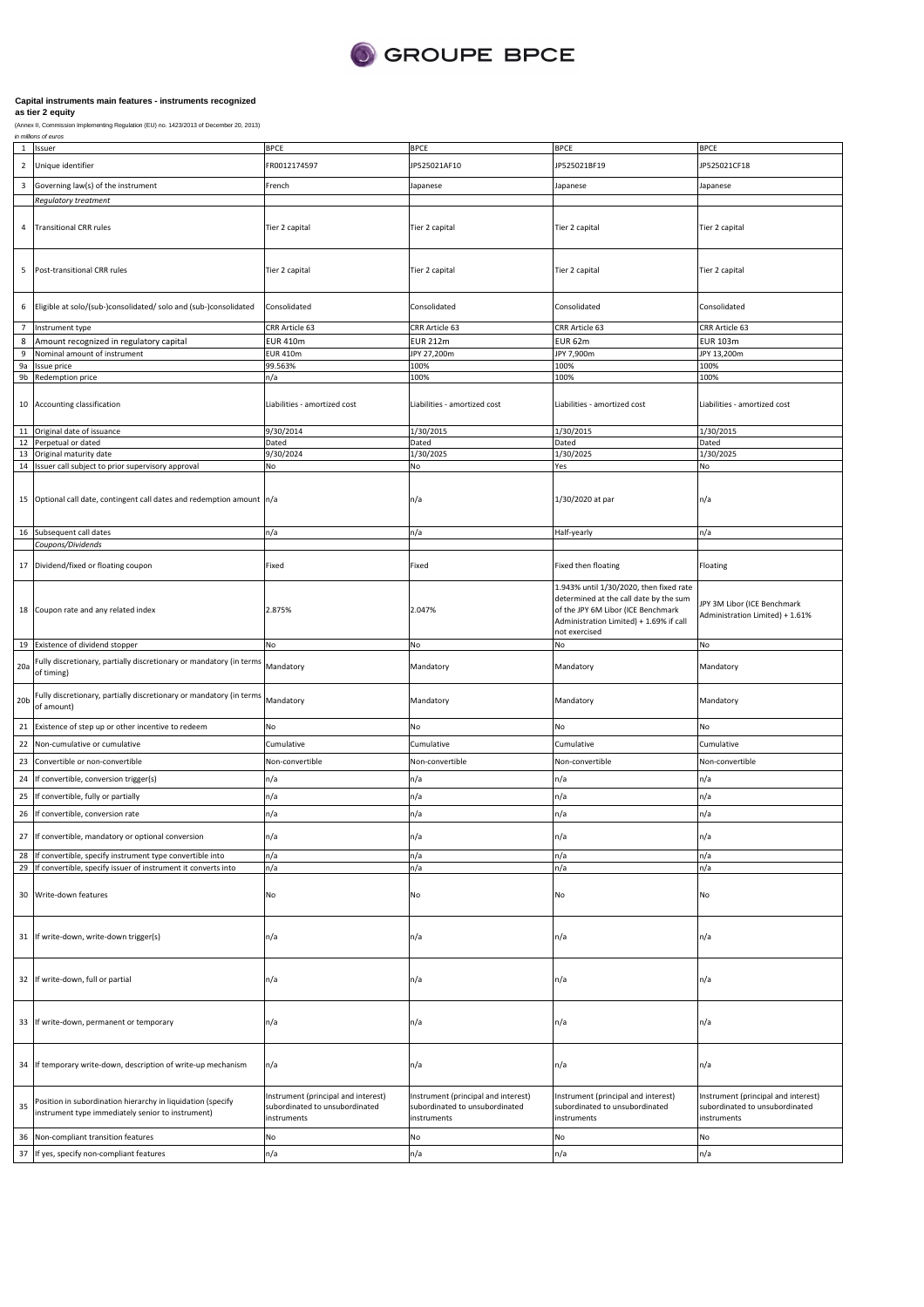**Capital instruments main features - instruments recognized as tier 2 equity**

(Annex II, Commission Implementing Regulation (EU) no. 1423/2013 of December 20, 2013)

*in millions of euros*

| | | | | | |
|---|---|---|---|---|---|
| 1 | Issuer | BPCE | BPCE | BPCE | BPCE |
| 2 | Unique identifier | FR0012174597 | JP525021AF10 | JP525021BF19 | JP525021CF18 |
| 3 | Governing law(s) of the instrument | French | Japanese | Japanese | Japanese |
| | *Regulatory treatment* | | | | |
| 4 | Transitional CRR rules | Tier 2 capital | Tier 2 capital | Tier 2 capital | Tier 2 capital |
| 5 | Post-transitional CRR rules | Tier 2 capital | Tier 2 capital | Tier 2 capital | Tier 2 capital |
| 6 | Eligible at solo/(sub-)consolidated/ solo and (sub-)consolidated | Consolidated | Consolidated | Consolidated | Consolidated |
| 7 | Instrument type | CRR Article 63 | CRR Article 63 | CRR Article 63 | CRR Article 63 |
| 8 | Amount recognized in regulatory capital | EUR 410m | EUR 212m | EUR 62m | EUR 103m |
| 9 | Nominal amount of instrument | EUR 410m | JPY 27,200m | JPY 7,900m | JPY 13,200m |
| 9a | Issue price | 99.563% | 100% | 100% | 100% |
| 9b | Redemption price | n/a | 100% | 100% | 100% |
| 10 | Accounting classification | Liabilities - amortized cost | Liabilities - amortized cost | Liabilities - amortized cost | Liabilities - amortized cost |
| 11 | Original date of issuance | 9/30/2014 | 1/30/2015 | 1/30/2015 | 1/30/2015 |
| 12 | Perpetual or dated | Dated | Dated | Dated | Dated |
| 13 | Original maturity date | 9/30/2024 | 1/30/2025 | 1/30/2025 | 1/30/2025 |
| 14 | Issuer call subject to prior supervisory approval | No | No | Yes | No |
| 15 | Optional call date, contingent call dates and redemption amount | n/a | n/a | 1/30/2020 at par | n/a |
| 16 | Subsequent call dates | n/a | n/a | Half-yearly | n/a |
| | *Coupons/Dividends* | | | | |
| 17 | Dividend/fixed or floating coupon | Fixed | Fixed | Fixed then floating | Floating |
| 18 | Coupon rate and any related index | 2.875% | 2.047% | 1.943% until 1/30/2020, then fixed rate determined at the call date by the sum of the JPY 6M Libor (ICE Benchmark Administration Limited) + 1.69% if call not exercised | JPY 3M Libor (ICE Benchmark Administration Limited) + 1.61% |
| 19 | Existence of dividend stopper | No | No | No | No |
| 20a | Fully discretionary, partially discretionary or mandatory (in terms of timing) | Mandatory | Mandatory | Mandatory | Mandatory |
| 20b | Fully discretionary, partially discretionary or mandatory (in terms of amount) | Mandatory | Mandatory | Mandatory | Mandatory |
| 21 | Existence of step up or other incentive to redeem | No | No | No | No |
| 22 | Non-cumulative or cumulative | Cumulative | Cumulative | Cumulative | Cumulative |
| 23 | Convertible or non-convertible | Non-convertible | Non-convertible | Non-convertible | Non-convertible |
| 24 | If convertible, conversion trigger(s) | n/a | n/a | n/a | n/a |
| 25 | If convertible, fully or partially | n/a | n/a | n/a | n/a |
| 26 | If convertible, conversion rate | n/a | n/a | n/a | n/a |
| 27 | If convertible, mandatory or optional conversion | n/a | n/a | n/a | n/a |
| 28 | If convertible, specify instrument type convertible into | n/a | n/a | n/a | n/a |
| 29 | If convertible, specify issuer of instrument it converts into | n/a | n/a | n/a | n/a |
| 30 | Write-down features | No | No | No | No |
| 31 | If write-down, write-down trigger(s) | n/a | n/a | n/a | n/a |
| 32 | If write-down, full or partial | n/a | n/a | n/a | n/a |
| 33 | If write-down, permanent or temporary | n/a | n/a | n/a | n/a |
| 34 | If temporary write-down, description of write-up mechanism | n/a | n/a | n/a | n/a |
| 35 | Position in subordination hierarchy in liquidation (specify instrument type immediately senior to instrument) | Instrument (principal and interest) subordinated to unsubordinated instruments | Instrument (principal and interest) subordinated to unsubordinated instruments | Instrument (principal and interest) subordinated to unsubordinated instruments | Instrument (principal and interest) subordinated to unsubordinated instruments |
| 36 | Non-compliant transition features | No | No | No | No |
| 37 | If yes, specify non-compliant features | n/a | n/a | n/a | n/a |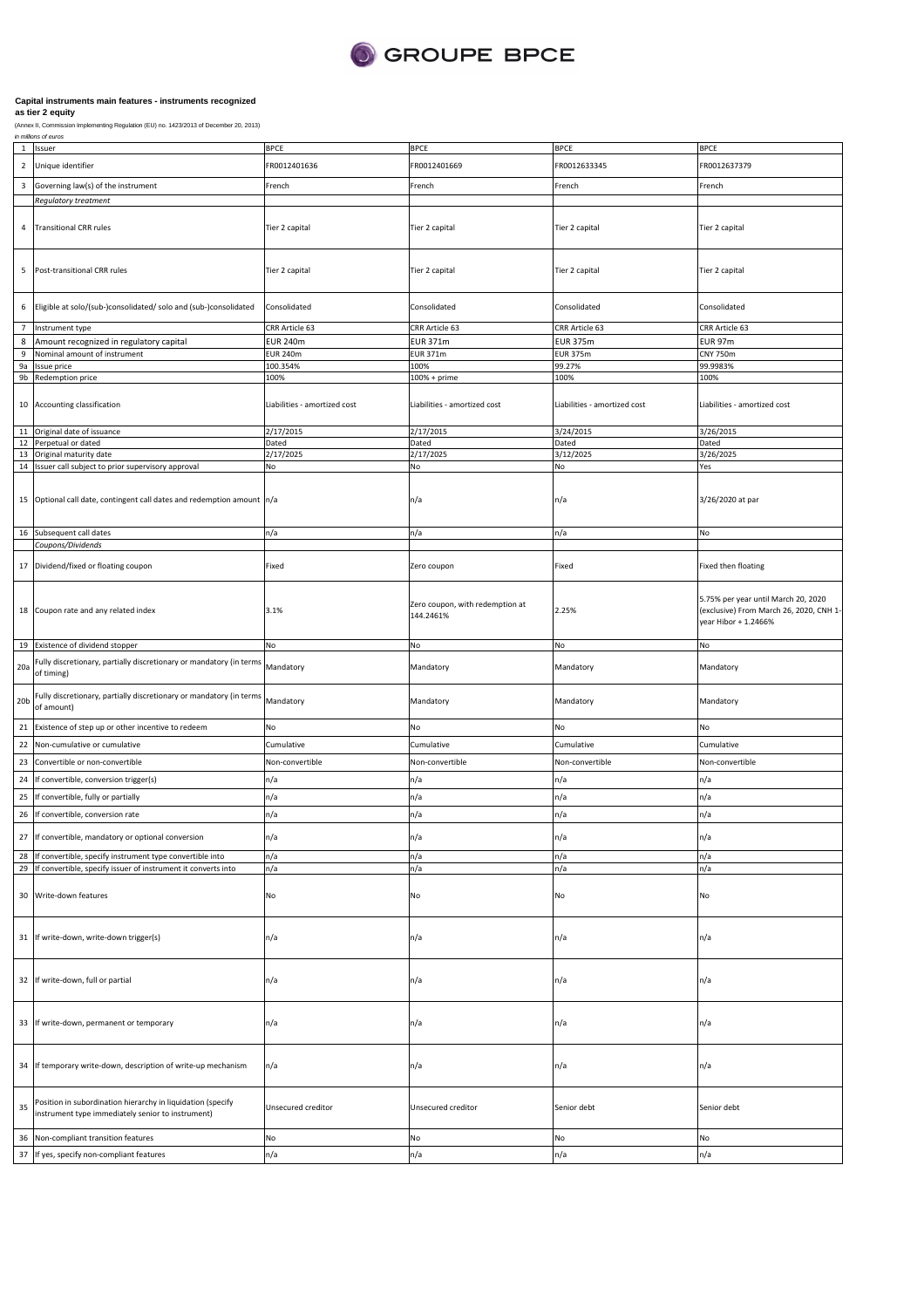**Capital instruments main features - instruments recognized as tier 2 equity**

(Annex II, Commission Implementing Regulation (EU) no. 1423/2013 of December 20, 2013)

*in millions of euros*

| | | | | | |
|---|---|---|---|---|---|
| 1 | Issuer | BPCE | BPCE | BPCE | BPCE |
| 2 | Unique identifier | FR0012401636 | FR0012401669 | FR0012633345 | FR0012637379 |
| 3 | Governing law(s) of the instrument | French | French | French | French |
| | *Regulatory treatment* | | | | |
| 4 | Transitional CRR rules | Tier 2 capital | Tier 2 capital | Tier 2 capital | Tier 2 capital |
| 5 | Post-transitional CRR rules | Tier 2 capital | Tier 2 capital | Tier 2 capital | Tier 2 capital |
| 6 | Eligible at solo/(sub-)consolidated/ solo and (sub-)consolidated | Consolidated | Consolidated | Consolidated | Consolidated |
| 7 | Instrument type | CRR Article 63 | CRR Article 63 | CRR Article 63 | CRR Article 63 |
| 8 | Amount recognized in regulatory capital | EUR 240m | EUR 371m | EUR 375m | EUR 97m |
| 9 | Nominal amount of instrument | EUR 240m | EUR 371m | EUR 375m | CNY 750m |
| 9a | Issue price | 100.354% | 100% | 99.27% | 99.9983% |
| 9b | Redemption price | 100% | 100% + prime | 100% | 100% |
| 10 | Accounting classification | Liabilities - amortized cost | Liabilities - amortized cost | Liabilities - amortized cost | Liabilities - amortized cost |
| 11 | Original date of issuance | 2/17/2015 | 2/17/2015 | 3/24/2015 | 3/26/2015 |
| 12 | Perpetual or dated | Dated | Dated | Dated | Dated |
| 13 | Original maturity date | 2/17/2025 | 2/17/2025 | 3/12/2025 | 3/26/2025 |
| 14 | Issuer call subject to prior supervisory approval | No | No | No | Yes |
| 15 | Optional call date, contingent call dates and redemption amount | n/a | n/a | n/a | 3/26/2020 at par |
| 16 | Subsequent call dates | n/a | n/a | n/a | No |
| | *Coupons/Dividends* | | | | |
| 17 | Dividend/fixed or floating coupon | Fixed | Zero coupon | Fixed | Fixed then floating |
| 18 | Coupon rate and any related index | 3.1% | Zero coupon, with redemption at 144.2461% | 2.25% | 5.75% per year until March 20, 2020 (exclusive) From March 26, 2020, CNH 1-year Hibor + 1.2466% |
| 19 | Existence of dividend stopper | No | No | No | No |
| 20a | Fully discretionary, partially discretionary or mandatory (in terms of timing) | Mandatory | Mandatory | Mandatory | Mandatory |
| 20b | Fully discretionary, partially discretionary or mandatory (in terms of amount) | Mandatory | Mandatory | Mandatory | Mandatory |
| 21 | Existence of step up or other incentive to redeem | No | No | No | No |
| 22 | Non-cumulative or cumulative | Cumulative | Cumulative | Cumulative | Cumulative |
| 23 | Convertible or non-convertible | Non-convertible | Non-convertible | Non-convertible | Non-convertible |
| 24 | If convertible, conversion trigger(s) | n/a | n/a | n/a | n/a |
| 25 | If convertible, fully or partially | n/a | n/a | n/a | n/a |
| 26 | If convertible, conversion rate | n/a | n/a | n/a | n/a |
| 27 | If convertible, mandatory or optional conversion | n/a | n/a | n/a | n/a |
| 28 | If convertible, specify instrument type convertible into | n/a | n/a | n/a | n/a |
| 29 | If convertible, specify issuer of instrument it converts into | n/a | n/a | n/a | n/a |
| 30 | Write-down features | No | No | No | No |
| 31 | If write-down, write-down trigger(s) | n/a | n/a | n/a | n/a |
| 32 | If write-down, full or partial | n/a | n/a | n/a | n/a |
| 33 | If write-down, permanent or temporary | n/a | n/a | n/a | n/a |
| 34 | If temporary write-down, description of write-up mechanism | n/a | n/a | n/a | n/a |
| 35 | Position in subordination hierarchy in liquidation (specify instrument type immediately senior to instrument) | Unsecured creditor | Unsecured creditor | Senior debt | Senior debt |
| 36 | Non-compliant transition features | No | No | No | No |
| 37 | If yes, specify non-compliant features | n/a | n/a | n/a | n/a |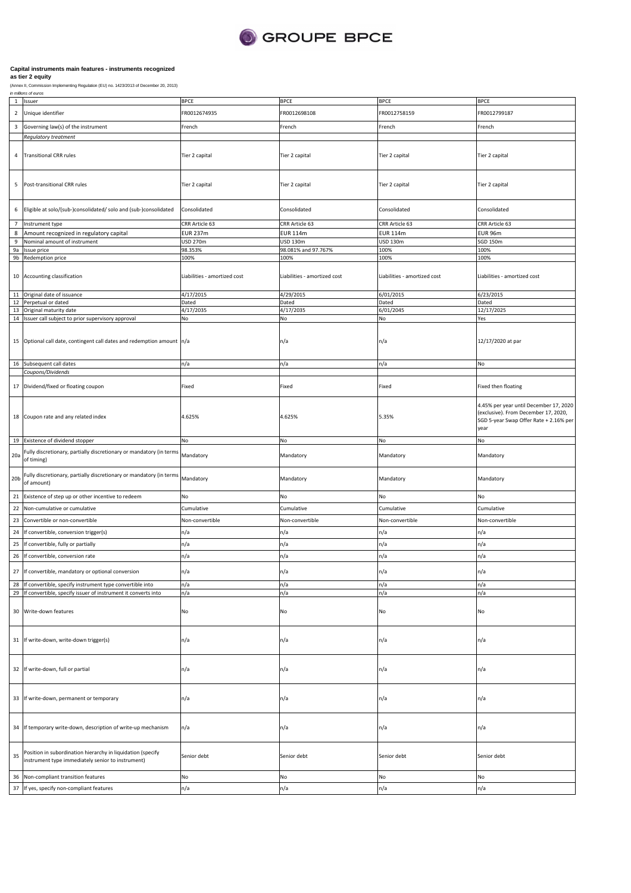**Capital instruments main features - instruments recognized as tier 2 equity**

(Annex II, Commission Implementing Regulation (EU) no. 1423/2013 of December 20, 2013)

*in millions of euros*

| | | | | | |
|---|---|---|---|---|---|
| 1 | Issuer | BPCE | BPCE | BPCE | BPCE |
| 2 | Unique identifier | FR0012674935 | FR0012698108 | FR0012758159 | FR0012799187 |
| 3 | Governing law(s) of the instrument | French | French | French | French |
| | *Regulatory treatment* | | | | |
| 4 | Transitional CRR rules | Tier 2 capital | Tier 2 capital | Tier 2 capital | Tier 2 capital |
| 5 | Post-transitional CRR rules | Tier 2 capital | Tier 2 capital | Tier 2 capital | Tier 2 capital |
| 6 | Eligible at solo/(sub-)consolidated/ solo and (sub-)consolidated | Consolidated | Consolidated | Consolidated | Consolidated |
| 7 | Instrument type | CRR Article 63 | CRR Article 63 | CRR Article 63 | CRR Article 63 |
| 8 | Amount recognized in regulatory capital | EUR 237m | EUR 114m | EUR 114m | EUR 96m |
| 9 | Nominal amount of instrument | USD 270m | USD 130m | USD 130m | SGD 150m |
| 9a | Issue price | 98.353% | 98.081% and 97.767% | 100% | 100% |
| 9b | Redemption price | 100% | 100% | 100% | 100% |
| 10 | Accounting classification | Liabilities - amortized cost | Liabilities - amortized cost | Liabilities - amortized cost | Liabilities - amortized cost |
| 11 | Original date of issuance | 4/17/2015 | 4/29/2015 | 6/01/2015 | 6/23/2015 |
| 12 | Perpetual or dated | Dated | Dated | Dated | Dated |
| 13 | Original maturity date | 4/17/2035 | 4/17/2035 | 6/01/2045 | 12/17/2025 |
| 14 | Issuer call subject to prior supervisory approval | No | No | No | Yes |
| 15 | Optional call date, contingent call dates and redemption amount | n/a | n/a | n/a | 12/17/2020 at par |
| 16 | Subsequent call dates | n/a | n/a | n/a | No |
| | *Coupons/Dividends* | | | | |
| 17 | Dividend/fixed or floating coupon | Fixed | Fixed | Fixed | Fixed then floating |
| 18 | Coupon rate and any related index | 4.625% | 4.625% | 5.35% | 4.45% per year until December 17, 2020 (exclusive). From December 17, 2020, SGD 5-year Swap Offer Rate + 2.16% per year |
| 19 | Existence of dividend stopper | No | No | No | No |
| 20a | Fully discretionary, partially discretionary or mandatory (in terms of timing) | Mandatory | Mandatory | Mandatory | Mandatory |
| 20b | Fully discretionary, partially discretionary or mandatory (in terms of amount) | Mandatory | Mandatory | Mandatory | Mandatory |
| 21 | Existence of step up or other incentive to redeem | No | No | No | No |
| 22 | Non-cumulative or cumulative | Cumulative | Cumulative | Cumulative | Cumulative |
| 23 | Convertible or non-convertible | Non-convertible | Non-convertible | Non-convertible | Non-convertible |
| 24 | If convertible, conversion trigger(s) | n/a | n/a | n/a | n/a |
| 25 | If convertible, fully or partially | n/a | n/a | n/a | n/a |
| 26 | If convertible, conversion rate | n/a | n/a | n/a | n/a |
| 27 | If convertible, mandatory or optional conversion | n/a | n/a | n/a | n/a |
| 28 | If convertible, specify instrument type convertible into | n/a | n/a | n/a | n/a |
| 29 | If convertible, specify issuer of instrument it converts into | n/a | n/a | n/a | n/a |
| 30 | Write-down features | No | No | No | No |
| 31 | If write-down, write-down trigger(s) | n/a | n/a | n/a | n/a |
| 32 | If write-down, full or partial | n/a | n/a | n/a | n/a |
| 33 | If write-down, permanent or temporary | n/a | n/a | n/a | n/a |
| 34 | If temporary write-down, description of write-up mechanism | n/a | n/a | n/a | n/a |
| 35 | Position in subordination hierarchy in liquidation (specify instrument type immediately senior to instrument) | Senior debt | Senior debt | Senior debt | Senior debt |
| 36 | Non-compliant transition features | No | No | No | No |
| 37 | If yes, specify non-compliant features | n/a | n/a | n/a | n/a |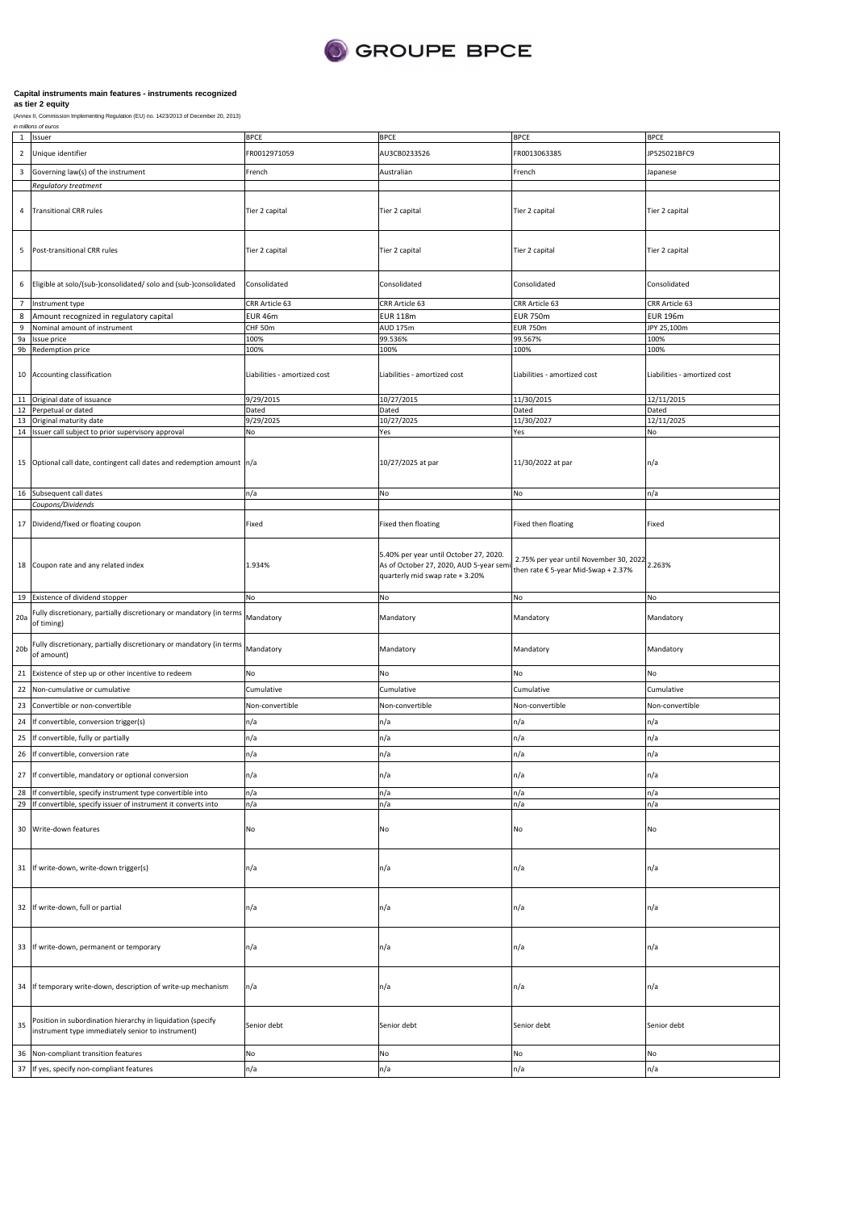**Capital instruments main features - instruments recognized as tier 2 equity**

(Annex II, Commission Implementing Regulation (EU) no. 1423/2013 of December 20, 2013)

*in millions of euros*

| | | | | | |
|---|---|---|---|---|---|
| 1 | Issuer | BPCE | BPCE | BPCE | BPCE |
| 2 | Unique identifier | FR0012971059 | AU3CB0233526 | FR0013063385 | JP525021BFC9 |
| 3 | Governing law(s) of the instrument | French | Australian | French | Japanese |
| | *Regulatory treatment* | | | | |
| 4 | Transitional CRR rules | Tier 2 capital | Tier 2 capital | Tier 2 capital | Tier 2 capital |
| 5 | Post-transitional CRR rules | Tier 2 capital | Tier 2 capital | Tier 2 capital | Tier 2 capital |
| 6 | Eligible at solo/(sub-)consolidated/ solo and (sub-)consolidated | Consolidated | Consolidated | Consolidated | Consolidated |
| 7 | Instrument type | CRR Article 63 | CRR Article 63 | CRR Article 63 | CRR Article 63 |
| 8 | Amount recognized in regulatory capital | EUR 46m | EUR 118m | EUR 750m | EUR 196m |
| 9 | Nominal amount of instrument | CHF 50m | AUD 175m | EUR 750m | JPY 25,100m |
| 9a | Issue price | 100% | 99.536% | 99.567% | 100% |
| 9b | Redemption price | 100% | 100% | 100% | 100% |
| 10 | Accounting classification | Liabilities - amortized cost | Liabilities - amortized cost | Liabilities - amortized cost | Liabilities - amortized cost |
| 11 | Original date of issuance | 9/29/2015 | 10/27/2015 | 11/30/2015 | 12/11/2015 |
| 12 | Perpetual or dated | Dated | Dated | Dated | Dated |
| 13 | Original maturity date | 9/29/2025 | 10/27/2025 | 11/30/2027 | 12/11/2025 |
| 14 | Issuer call subject to prior supervisory approval | No | Yes | Yes | No |
| 15 | Optional call date, contingent call dates and redemption amount | n/a | 10/27/2025 at par | 11/30/2022 at par | n/a |
| 16 | Subsequent call dates | n/a | No | No | n/a |
| | *Coupons/Dividends* | | | | |
| 17 | Dividend/fixed or floating coupon | Fixed | Fixed then floating | Fixed then floating | Fixed |
| 18 | Coupon rate and any related index | 1.934% | 5.40% per year until October 27, 2020. As of October 27, 2020, AUD 5-year semi quarterly mid swap rate + 3.20% | 2.75% per year until November 30, 2022 then rate € 5-year Mid-Swap + 2.37% | 2.263% |
| 19 | Existence of dividend stopper | No | No | No | No |
| 20a | Fully discretionary, partially discretionary or mandatory (in terms of timing) | Mandatory | Mandatory | Mandatory | Mandatory |
| 20b | Fully discretionary, partially discretionary or mandatory (in terms of amount) | Mandatory | Mandatory | Mandatory | Mandatory |
| 21 | Existence of step up or other incentive to redeem | No | No | No | No |
| 22 | Non-cumulative or cumulative | Cumulative | Cumulative | Cumulative | Cumulative |
| 23 | Convertible or non-convertible | Non-convertible | Non-convertible | Non-convertible | Non-convertible |
| 24 | If convertible, conversion trigger(s) | n/a | n/a | n/a | n/a |
| 25 | If convertible, fully or partially | n/a | n/a | n/a | n/a |
| 26 | If convertible, conversion rate | n/a | n/a | n/a | n/a |
| 27 | If convertible, mandatory or optional conversion | n/a | n/a | n/a | n/a |
| 28 | If convertible, specify instrument type convertible into | n/a | n/a | n/a | n/a |
| 29 | If convertible, specify issuer of instrument it converts into | n/a | n/a | n/a | n/a |
| 30 | Write-down features | No | No | No | No |
| 31 | If write-down, write-down trigger(s) | n/a | n/a | n/a | n/a |
| 32 | If write-down, full or partial | n/a | n/a | n/a | n/a |
| 33 | If write-down, permanent or temporary | n/a | n/a | n/a | n/a |
| 34 | If temporary write-down, description of write-up mechanism | n/a | n/a | n/a | n/a |
| 35 | Position in subordination hierarchy in liquidation (specify instrument type immediately senior to instrument) | Senior debt | Senior debt | Senior debt | Senior debt |
| 36 | Non-compliant transition features | No | No | No | No |
| 37 | If yes, specify non-compliant features | n/a | n/a | n/a | n/a |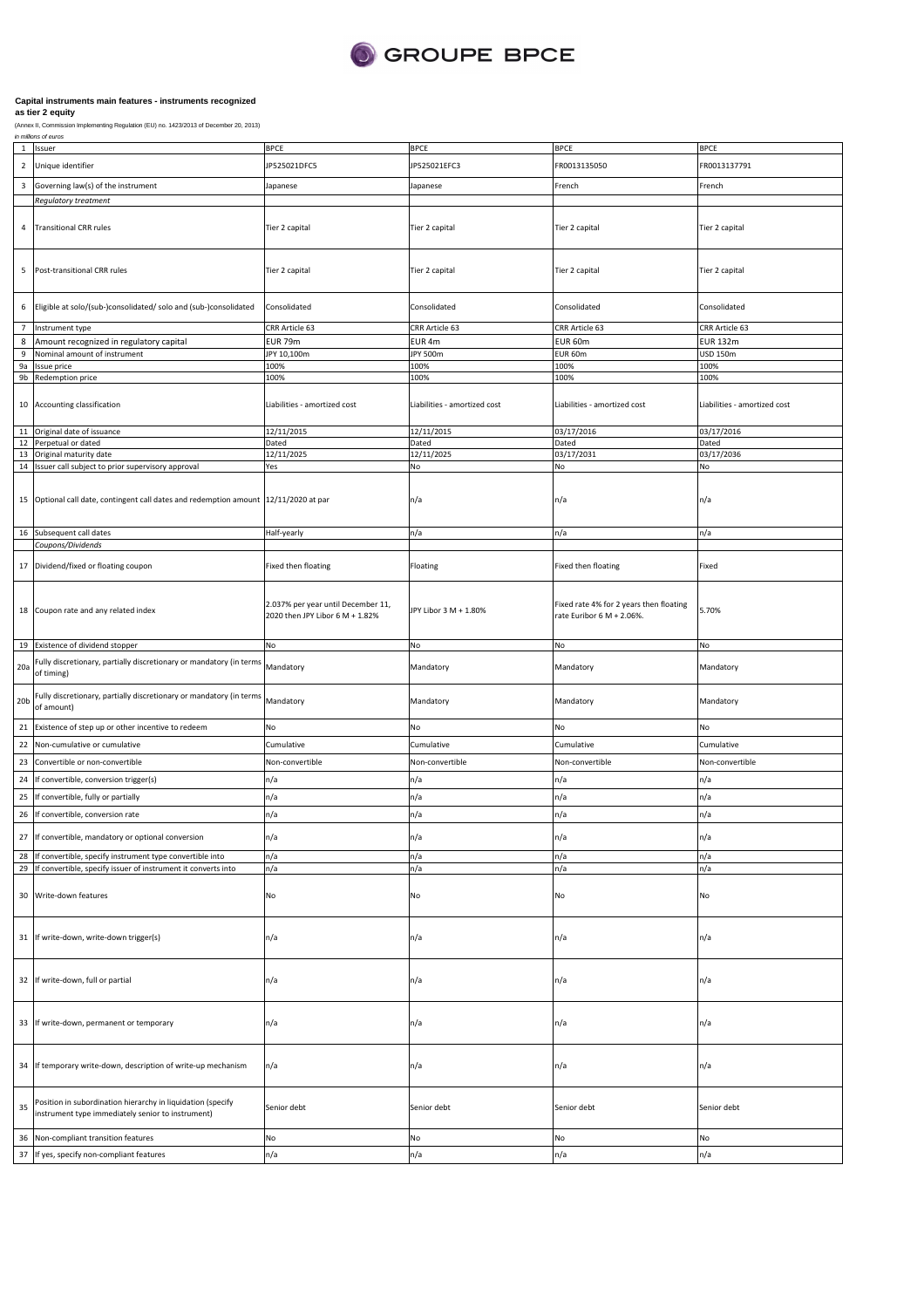GROUPE BPCE

**Capital instruments main features - instruments recognized as tier 2 equity**

(Annex II, Commission Implementing Regulation (EU) no. 1423/2013 of December 20, 2013)

*in millions of euros*

| | | | | | |
|---|---|---|---|---|---|
| 1 | Issuer | BPCE | BPCE | BPCE | BPCE |
| 2 | Unique identifier | JP525021DFC5 | JP525021EFC3 | FR0013135050 | FR0013137791 |
| 3 | Governing law(s) of the instrument | Japanese | Japanese | French | French |
| | *Regulatory treatment* | | | | |
| 4 | Transitional CRR rules | Tier 2 capital | Tier 2 capital | Tier 2 capital | Tier 2 capital |
| 5 | Post-transitional CRR rules | Tier 2 capital | Tier 2 capital | Tier 2 capital | Tier 2 capital |
| 6 | Eligible at solo/(sub-)consolidated/ solo and (sub-)consolidated | Consolidated | Consolidated | Consolidated | Consolidated |
| 7 | Instrument type | CRR Article 63 | CRR Article 63 | CRR Article 63 | CRR Article 63 |
| 8 | Amount recognized in regulatory capital | EUR 79m | EUR 4m | EUR 60m | EUR 132m |
| 9 | Nominal amount of instrument | JPY 10,100m | JPY 500m | EUR 60m | USD 150m |
| 9a | Issue price | 100% | 100% | 100% | 100% |
| 9b | Redemption price | 100% | 100% | 100% | 100% |
| 10 | Accounting classification | Liabilities - amortized cost | Liabilities - amortized cost | Liabilities - amortized cost | Liabilities - amortized cost |
| 11 | Original date of issuance | 12/11/2015 | 12/11/2015 | 03/17/2016 | 03/17/2016 |
| 12 | Perpetual or dated | Dated | Dated | Dated | Dated |
| 13 | Original maturity date | 12/11/2025 | 12/11/2025 | 03/17/2031 | 03/17/2036 |
| 14 | Issuer call subject to prior supervisory approval | Yes | No | No | No |
| 15 | Optional call date, contingent call dates and redemption amount | 12/11/2020 at par | n/a | n/a | n/a |
| 16 | Subsequent call dates | Half-yearly | n/a | n/a | n/a |
| | *Coupons/Dividends* | | | | |
| 17 | Dividend/fixed or floating coupon | Fixed then floating | Floating | Fixed then floating | Fixed |
| 18 | Coupon rate and any related index | 2.037% per year until December 11, 2020 then JPY Libor 6 M + 1.82% | JPY Libor 3 M + 1.80% | Fixed rate 4% for 2 years then floating rate Euribor 6 M + 2.06%. | 5.70% |
| 19 | Existence of dividend stopper | No | No | No | No |
| 20a | Fully discretionary, partially discretionary or mandatory (in terms of timing) | Mandatory | Mandatory | Mandatory | Mandatory |
| 20b | Fully discretionary, partially discretionary or mandatory (in terms of amount) | Mandatory | Mandatory | Mandatory | Mandatory |
| 21 | Existence of step up or other incentive to redeem | No | No | No | No |
| 22 | Non-cumulative or cumulative | Cumulative | Cumulative | Cumulative | Cumulative |
| 23 | Convertible or non-convertible | Non-convertible | Non-convertible | Non-convertible | Non-convertible |
| 24 | If convertible, conversion trigger(s) | n/a | n/a | n/a | n/a |
| 25 | If convertible, fully or partially | n/a | n/a | n/a | n/a |
| 26 | If convertible, conversion rate | n/a | n/a | n/a | n/a |
| 27 | If convertible, mandatory or optional conversion | n/a | n/a | n/a | n/a |
| 28 | If convertible, specify instrument type convertible into | n/a | n/a | n/a | n/a |
| 29 | If convertible, specify issuer of instrument it converts into | n/a | n/a | n/a | n/a |
| 30 | Write-down features | No | No | No | No |
| 31 | If write-down, write-down trigger(s) | n/a | n/a | n/a | n/a |
| 32 | If write-down, full or partial | n/a | n/a | n/a | n/a |
| 33 | If write-down, permanent or temporary | n/a | n/a | n/a | n/a |
| 34 | If temporary write-down, description of write-up mechanism | n/a | n/a | n/a | n/a |
| 35 | Position in subordination hierarchy in liquidation (specify instrument type immediately senior to instrument) | Senior debt | Senior debt | Senior debt | Senior debt |
| 36 | Non-compliant transition features | No | No | No | No |
| 37 | If yes, specify non-compliant features | n/a | n/a | n/a | n/a |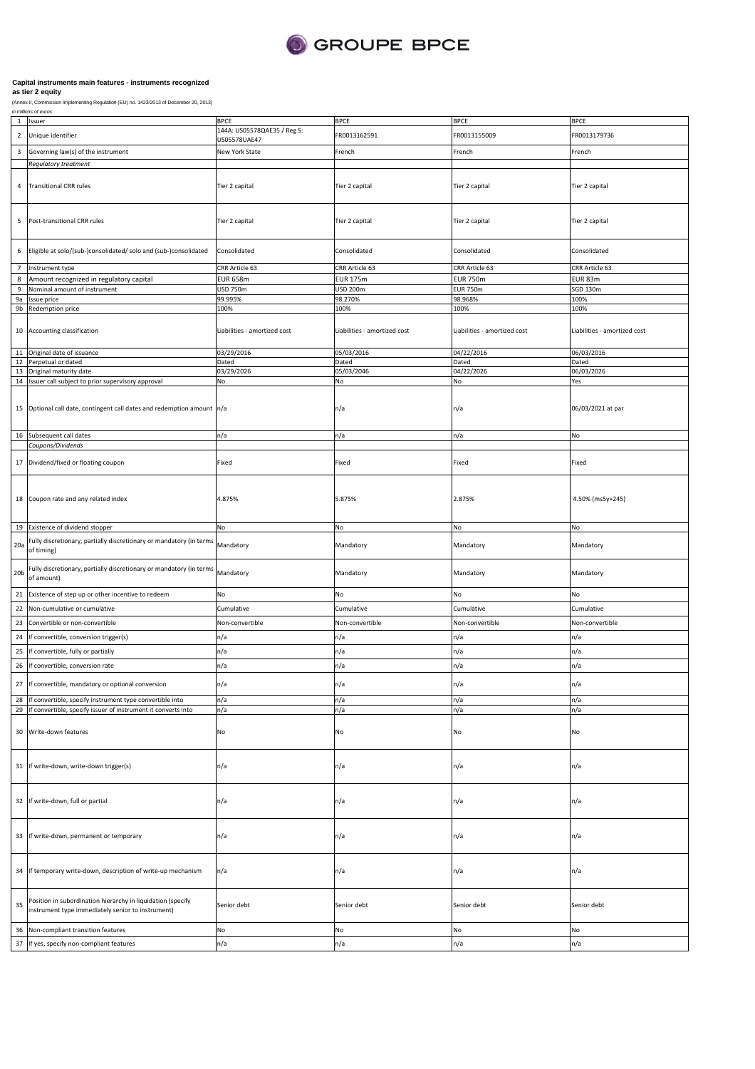## Capital instruments main features - instruments recognized as tier 2 equity

(Annex II, Commission Implementing Regulation (EU) no. 1423/2013 of December 20, 2013)

*in millions of euros*

| | | | | | |
|---|---|---|---|---|---|
| 1 | Issuer | BPCE | BPCE | BPCE | BPCE |
| 2 | Unique identifier | 144A: US05578QAE35 / Reg S: US05578UAE47 | FR0013162591 | FR0013155009 | FR0013179736 |
| 3 | Governing law(s) of the instrument | New York State | French | French | French |
| | *Regulatory treatment* | | | | |
| 4 | Transitional CRR rules | Tier 2 capital | Tier 2 capital | Tier 2 capital | Tier 2 capital |
| 5 | Post-transitional CRR rules | Tier 2 capital | Tier 2 capital | Tier 2 capital | Tier 2 capital |
| 6 | Eligible at solo/(sub-)consolidated/ solo and (sub-)consolidated | Consolidated | Consolidated | Consolidated | Consolidated |
| 7 | Instrument type | CRR Article 63 | CRR Article 63 | CRR Article 63 | CRR Article 63 |
| 8 | Amount recognized in regulatory capital | EUR 658m | EUR 175m | EUR 750m | EUR 83m |
| 9 | Nominal amount of instrument | USD 750m | USD 200m | EUR 750m | SGD 130m |
| 9a | Issue price | 99.995% | 98.270% | 98.968% | 100% |
| 9b | Redemption price | 100% | 100% | 100% | 100% |
| 10 | Accounting classification | Liabilities - amortized cost | Liabilities - amortized cost | Liabilities - amortized cost | Liabilities - amortized cost |
| 11 | Original date of issuance | 03/29/2016 | 05/03/2016 | 04/22/2016 | 06/03/2016 |
| 12 | Perpetual or dated | Dated | Dated | Dated | Dated |
| 13 | Original maturity date | 03/29/2026 | 05/03/2046 | 04/22/2026 | 06/03/2026 |
| 14 | Issuer call subject to prior supervisory approval | No | No | No | Yes |
| 15 | Optional call date, contingent call dates and redemption amount | n/a | n/a | n/a | 06/03/2021 at par |
| 16 | Subsequent call dates | n/a | n/a | n/a | No |
| | *Coupons/Dividends* | | | | |
| 17 | Dividend/fixed or floating coupon | Fixed | Fixed | Fixed | Fixed |
| 18 | Coupon rate and any related index | 4.875% | 5.875% | 2.875% | 4.50% (ms5y+245) |
| 19 | Existence of dividend stopper | No | No | No | No |
| 20a | Fully discretionary, partially discretionary or mandatory (in terms of timing) | Mandatory | Mandatory | Mandatory | Mandatory |
| 20b | Fully discretionary, partially discretionary or mandatory (in terms of amount) | Mandatory | Mandatory | Mandatory | Mandatory |
| 21 | Existence of step up or other incentive to redeem | No | No | No | No |
| 22 | Non-cumulative or cumulative | Cumulative | Cumulative | Cumulative | Cumulative |
| 23 | Convertible or non-convertible | Non-convertible | Non-convertible | Non-convertible | Non-convertible |
| 24 | If convertible, conversion trigger(s) | n/a | n/a | n/a | n/a |
| 25 | If convertible, fully or partially | n/a | n/a | n/a | n/a |
| 26 | If convertible, conversion rate | n/a | n/a | n/a | n/a |
| 27 | If convertible, mandatory or optional conversion | n/a | n/a | n/a | n/a |
| 28 | If convertible, specify instrument type convertible into | n/a | n/a | n/a | n/a |
| 29 | If convertible, specify issuer of instrument it converts into | n/a | n/a | n/a | n/a |
| 30 | Write-down features | No | No | No | No |
| 31 | If write-down, write-down trigger(s) | n/a | n/a | n/a | n/a |
| 32 | If write-down, full or partial | n/a | n/a | n/a | n/a |
| 33 | If write-down, permanent or temporary | n/a | n/a | n/a | n/a |
| 34 | If temporary write-down, description of write-up mechanism | n/a | n/a | n/a | n/a |
| 35 | Position in subordination hierarchy in liquidation (specify instrument type immediately senior to instrument) | Senior debt | Senior debt | Senior debt | Senior debt |
| 36 | Non-compliant transition features | No | No | No | No |
| 37 | If yes, specify non-compliant features | n/a | n/a | n/a | n/a |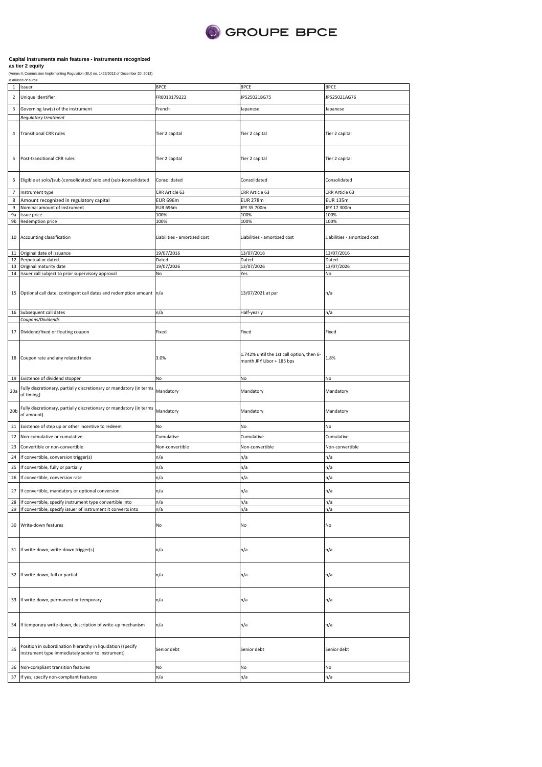**Capital instruments main features - instruments recognized as tier 2 equity**

(Annex II, Commission Implementing Regulation (EU) no. 1423/2013 of December 20, 2013)

*in millions of euros*

| | | | | |
|---|---|---|---|---|
| 1 | Issuer | BPCE | BPCE | BPCE |
| 2 | Unique identifier | FR0013179223 | JP525021BG75 | JP525021AG76 |
| 3 | Governing law(s) of the instrument | French | Japanese | Japanese |
| | *Regulatory treatment* | | | |
| 4 | Transitional CRR rules | Tier 2 capital | Tier 2 capital | Tier 2 capital |
| 5 | Post-transitional CRR rules | Tier 2 capital | Tier 2 capital | Tier 2 capital |
| 6 | Eligible at solo/(sub-)consolidated/ solo and (sub-)consolidated | Consolidated | Consolidated | Consolidated |
| 7 | Instrument type | CRR Article 63 | CRR Article 63 | CRR Article 63 |
| 8 | Amount recognized in regulatory capital | EUR 696m | EUR 278m | EUR 135m |
| 9 | Nominal amount of instrument | EUR 696m | JPY 35 700m | JPY 17 300m |
| 9a | Issue price | 100% | 100% | 100% |
| 9b | Redemption price | 100% | 100% | 100% |
| 10 | Accounting classification | Liabilities - amortized cost | Liabilities - amortized cost | Liabilities - amortized cost |
| 11 | Original date of issuance | 19/07/2016 | 13/07/2016 | 13/07/2016 |
| 12 | Perpetual or dated | Dated | Dated | Dated |
| 13 | Original maturity date | 19/07/2026 | 13/07/2026 | 13/07/2026 |
| 14 | Issuer call subject to prior supervisory approval | No | Yes | No |
| 15 | Optional call date, contingent call dates and redemption amount | n/a | 13/07/2021 at par | n/a |
| 16 | Subsequent call dates | n/a | Half-yearly | n/a |
| | *Coupons/Dividends* | | | |
| 17 | Dividend/fixed or floating coupon | Fixed | Fixed | Fixed |
| 18 | Coupon rate and any related index | 3.0% | 1.742% until the 1st call option, then 6-month JPY Libor + 185 bps | 1.8% |
| 19 | Existence of dividend stopper | No | No | No |
| 20a | Fully discretionary, partially discretionary or mandatory (in terms of timing) | Mandatory | Mandatory | Mandatory |
| 20b | Fully discretionary, partially discretionary or mandatory (in terms of amount) | Mandatory | Mandatory | Mandatory |
| 21 | Existence of step up or other incentive to redeem | No | No | No |
| 22 | Non-cumulative or cumulative | Cumulative | Cumulative | Cumulative |
| 23 | Convertible or non-convertible | Non-convertible | Non-convertible | Non-convertible |
| 24 | If convertible, conversion trigger(s) | n/a | n/a | n/a |
| 25 | If convertible, fully or partially | n/a | n/a | n/a |
| 26 | If convertible, conversion rate | n/a | n/a | n/a |
| 27 | If convertible, mandatory or optional conversion | n/a | n/a | n/a |
| 28 | If convertible, specify instrument type convertible into | n/a | n/a | n/a |
| 29 | If convertible, specify issuer of instrument it converts into | n/a | n/a | n/a |
| 30 | Write-down features | No | No | No |
| 31 | If write-down, write-down trigger(s) | n/a | n/a | n/a |
| 32 | If write-down, full or partial | n/a | n/a | n/a |
| 33 | If write-down, permanent or temporary | n/a | n/a | n/a |
| 34 | If temporary write-down, description of write-up mechanism | n/a | n/a | n/a |
| 35 | Position in subordination hierarchy in liquidation (specify instrument type immediately senior to instrument) | Senior debt | Senior debt | Senior debt |
| 36 | Non-compliant transition features | No | No | No |
| 37 | If yes, specify non-compliant features | n/a | n/a | n/a |